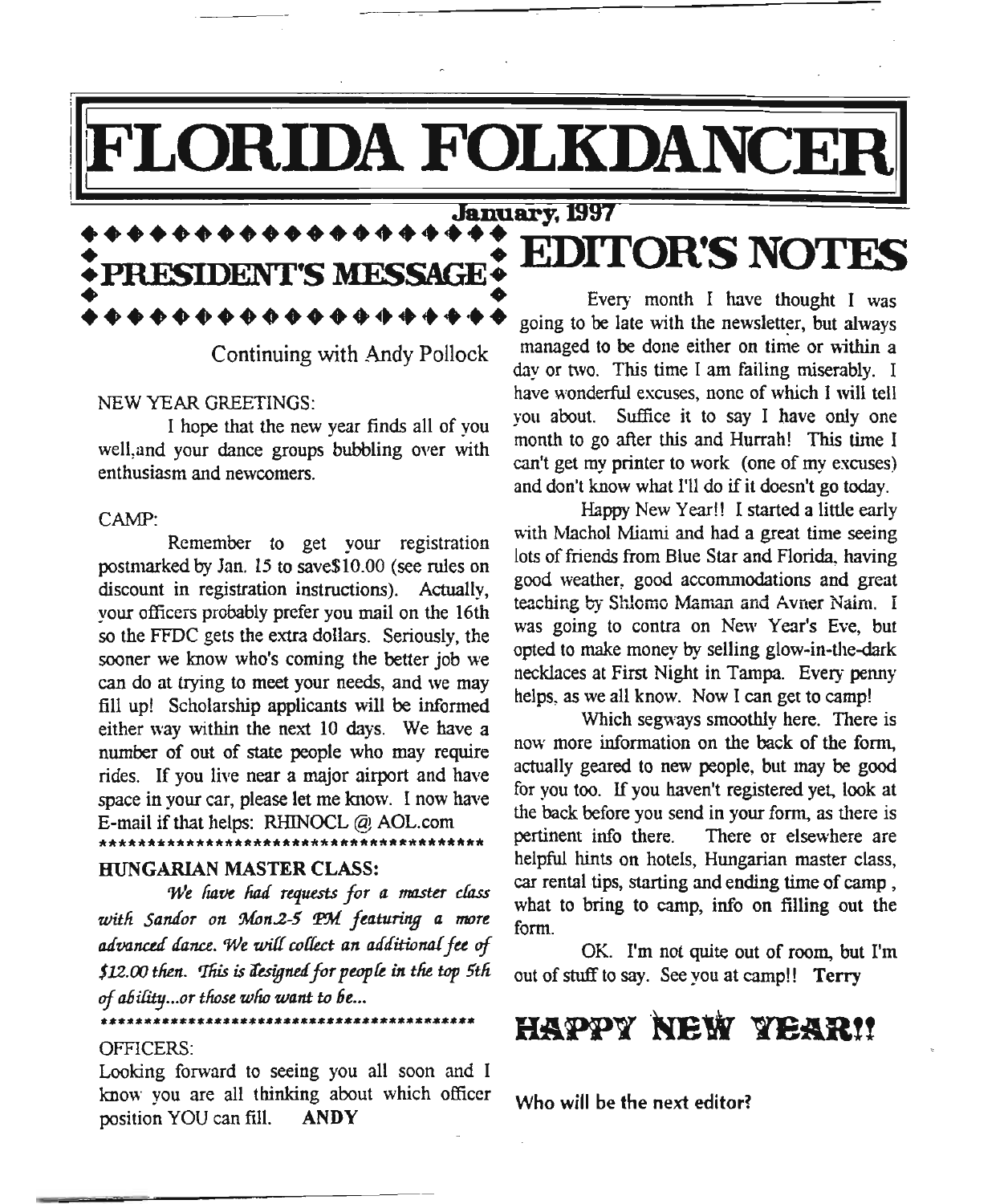# FLORIDA FOLKDANCER

January, 1997

## PRESIDENT'S MESSAGE

Continuing with Andy Pollock

NEW YEAR GREETINGS:

I hope that the new year finds all of you well,and your dance groups bubbling over with enthusiasm and newcomers.

CAMP:

Remember to get your registration postmarked by Jan. 15 to save$10.00 (see rules on discount in registration instructions). Actually, your officers probably prefer you mail on the 16th so the FFDC gets the extra dollars. Seriously, the sooner we know who's coming the better job we can do at trying to meet your needs, and we may fill up! Scholarship applicants will be informed either way within the next 10 days. We have a number of out of state people who may require rides. If you live near a major airport and have space in your car, please let me know. I now have E-mail if that helps: RHINOCL @ AOL.com

\*\*\*\*\*\*\*\*\*\*\*\*\*\*\*\*\*\*\*\*\*\*\*\*\*\*\*\*\*\*\*\*\*\*\*\*\*\*\*\*\*\*

**HUNGARIAN MASTER CLASS:**

*We have had requests for a master class with Sandor on Mon.2-5 PM featuring a more advanced dance. We will collect an additional fee of $12.00 then. This is designed for people in the top 5th of ability...or those who want to be...*

\*\*\*\*\*\*\*\*\*\*\*\*\*\*\*\*\*\*\*\*\*\*\*\*\*\*\*\*\*\*\*\*\*\*\*\*\*\*\*\*\*\*\*\*\*

OFFICERS:

Looking forward to seeing you all soon and I know you are all thinking about which officer position YOU can fill. **ANDY**

## EDITOR'S NOTES

Every month I have thought I was going to be late with the newsletter, but always managed to be done either on time or within a day or two. This time I am failing miserably. I have wonderful excuses, none of which I will tell you about. Suffice it to say I have only one month to go after this and Hurrah! This time I can't get my printer to work (one of my excuses) and don't know what I'll do if it doesn't go today.

Happy New Year!! I started a little early with Machol Miami and had a great time seeing lots of friends from Blue Star and Florida, having good weather, good accommodations and great teaching by Shlomo Maman and Avner Naim. I was going to contra on New Year's Eve, but opted to make money by selling glow-in-the-dark necklaces at First Night in Tampa. Every penny helps, as we all know. Now I can get to camp!

Which segways smoothly here. There is now more information on the back of the form, actually geared to new people, but may be good for you too. If you haven't registered yet, look at the back before you send in your form, as there is pertinent info there. There or elsewhere are helpful hints on hotels, Hungarian master class, car rental tips, starting and ending time of camp , what to bring to camp, info on filling out the form.

OK. I'm not quite out of room, but I'm out of stuff to say. See you at camp!! **Terry**

## HAPPY NEW YEAR!!

Who will be the next editor?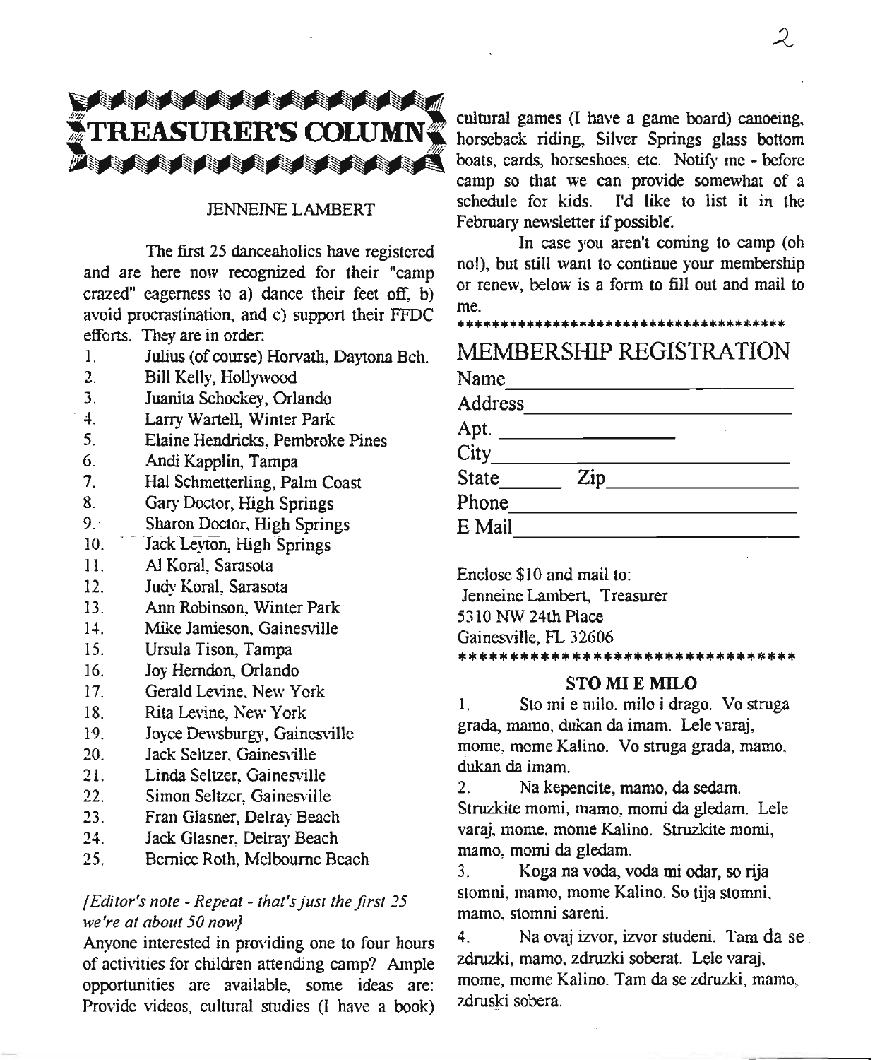# TREASURER'S COLUMN

JENNEINE LAMBERT

The first 25 danceaholics have registered and are here now recognized for their "camp crazed" eagerness to a) dance their feet off, b) avoid procrastination, and c) support their FFDC efforts. They are in order:

1. Julius (of course) Horvath, Daytona Bch.
2. Bill Kelly, Hollywood
3. Juanita Schockey, Orlando
4. Larry Wartell, Winter Park
5. Elaine Hendricks, Pembroke Pines
6. Andi Kapplin, Tampa
7. Hal Schmetterling, Palm Coast
8. Gary Doctor, High Springs
9. Sharon Doctor, High Springs
10. Jack Leyton, High Springs
11. Al Koral, Sarasota
12. Judy Koral, Sarasota
13. Ann Robinson, Winter Park
14. Mike Jamieson, Gainesville
15. Ursula Tison, Tampa
16. Joy Herndon, Orlando
17. Gerald Levine, New York
18. Rita Levine, New York
19. Joyce Dewsburgy, Gainesville
20. Jack Seltzer, Gainesville
21. Linda Seltzer, Gainesville
22. Simon Seltzer, Gainesville
23. Fran Glasner, Delray Beach
24. Jack Glasner, Delray Beach
25. Bernice Roth, Melbourne Beach

*{Editor's note - Repeat - that's just the first 25 we're at about 50 now}*

Anyone interested in providing one to four hours of activities for children attending camp? Ample opportunities are available, some ideas are: Provide videos, cultural studies (I have a book) cultural games (I have a game board) canoeing, horseback riding, Silver Springs glass bottom boats, cards, horseshoes, etc. Notify me - before camp so that we can provide somewhat of a schedule for kids. I'd like to list it in the February newsletter if possible.

In case you aren't coming to camp (oh no!), but still want to continue your membership or renew, below is a form to fill out and mail to me.

****************************************

## MEMBERSHIP REGISTRATION

Name______________________

Address____________________

Apt. ______________

City_______________________

State______ Zip_______________

Phone______________________

E Mail______________________

Enclose $10 and mail to:
Jenneine Lambert, Treasurer
5310 NW 24th Place
Gainesville, FL 32606

**********************************

### STO MI E MILO

1. Sto mi e milo. milo i drago. Vo struga grada, mamo, dukan da imam. Lele varaj, mome, mome Kalino. Vo struga grada, mamo, dukan da imam.

2. Na kepencite, mamo, da sedam. Struzkite momi, mamo, momi da gledam. Lele varaj, mome, mome Kalino. Struzkite momi, mamo, momi da gledam.

3. Koga na voda, voda mi odar, so rija stomni, mamo, mome Kalino. So tija stomni, mamo, stomni sareni.

4. Na ovaj izvor, izvor studeni. Tam da se zdruzki, mamo, zdruzki soberat. Lele varaj, mome, mome Kalino. Tam da se zdruzki, mamo, zdruski sobera.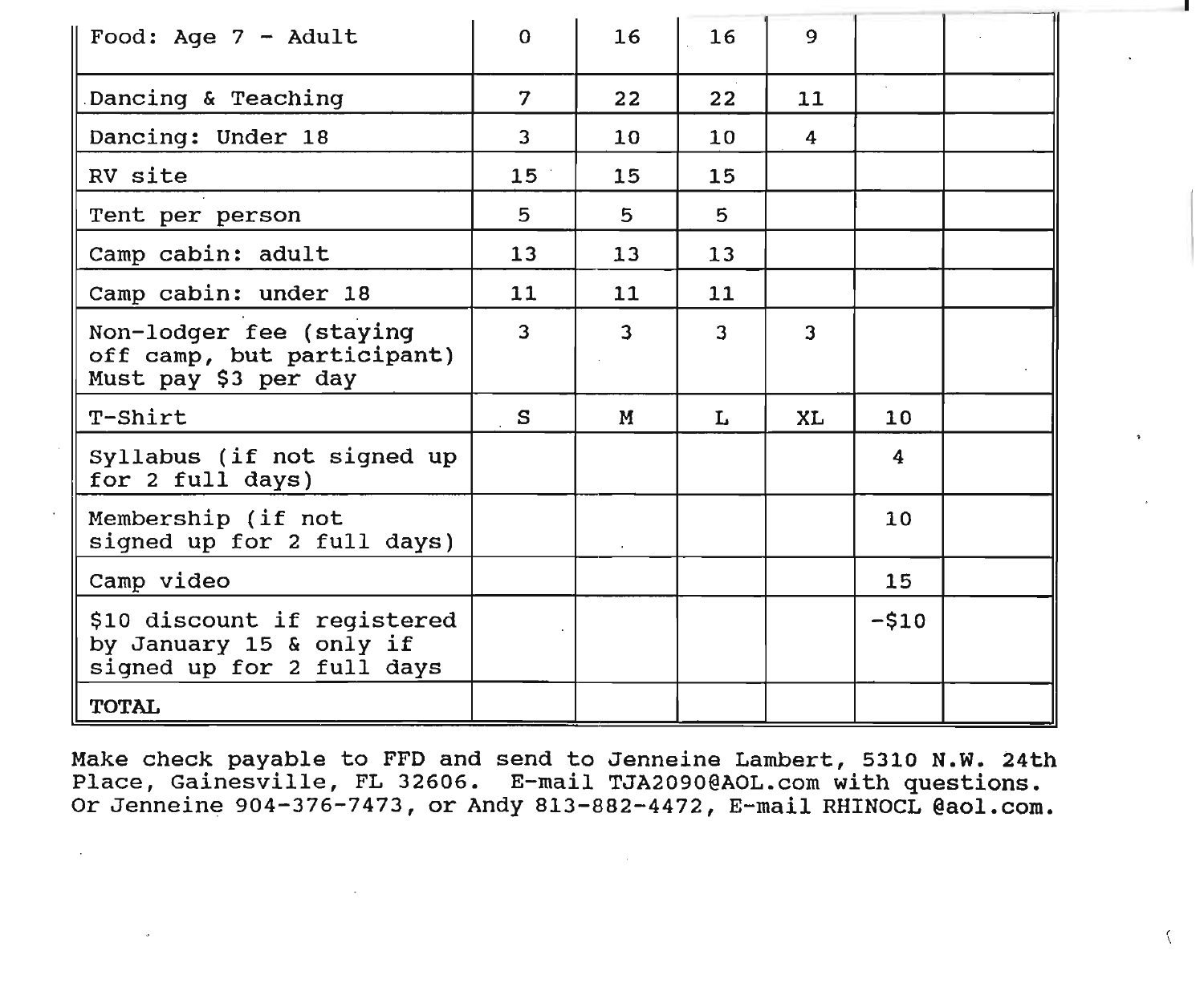| Food: Age 7 - Adult | 0 | 16 | 16 | 9 | | |
|---|---|---|---|---|---|---|
| Dancing & Teaching | 7 | 22 | 22 | 11 | | |
| Dancing: Under 18 | 3 | 10 | 10 | 4 | | |
| RV site | 15 | 15 | 15 | | | |
| Tent per person | 5 | 5 | 5 | | | |
| Camp cabin: adult | 13 | 13 | 13 | | | |
| Camp cabin: under 18 | 11 | 11 | 11 | | | |
| Non-lodger fee (staying off camp, but participant) Must pay $3 per day | 3 | 3 | 3 | 3 | | |
| T-Shirt | S | M | L | XL | 10 | |
| Syllabus (if not signed up for 2 full days) | | | | | 4 | |
| Membership (if not signed up for 2 full days) | | | | | 10 | |
| Camp video | | | | | 15 | |
| $10 discount if registered by January 15 & only if signed up for 2 full days | | | | | -$10 | |
| **TOTAL** | | | | | | |

Make check payable to FFD and send to Jenneine Lambert, 5310 N.W. 24th Place, Gainesville, FL 32606. E-mail TJA2090@AOL.com with questions. Or Jenneine 904-376-7473, or Andy 813-882-4472, E-mail RHINOCL @aol.com.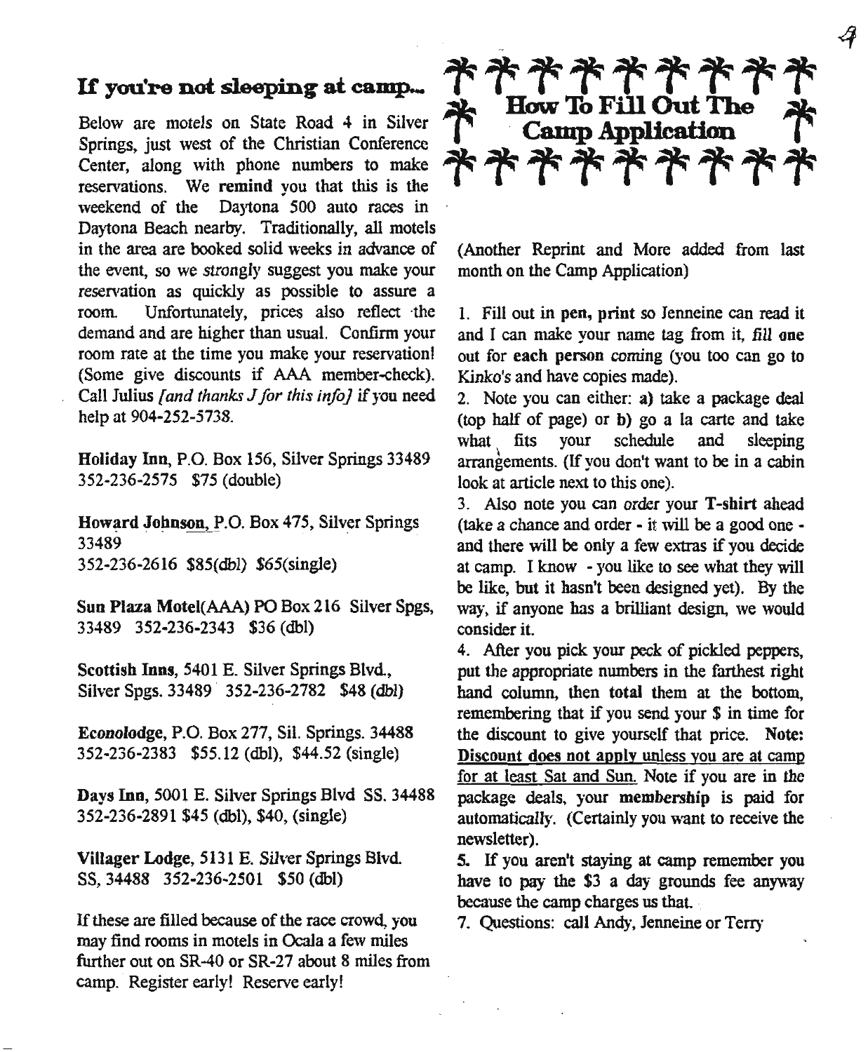## If you're not sleeping at camp...

Below are motels on State Road 4 in Silver Springs, just west of the Christian Conference Center, along with phone numbers to make reservations. We **remind** you that this is the weekend of the Daytona 500 auto races in Daytona Beach nearby. Traditionally, all motels in the area are booked solid weeks in advance of the event, so we *strongly* suggest you make your reservation as quickly as possible to assure a room. Unfortunately, prices also reflect the demand and are higher than usual. Confirm your room rate at the time you make your reservation! (Some give discounts if AAA member-check). Call Julius *[and thanks J for this info]* if you need help at 904-252-5738.

**Holiday Inn**, P.O. Box 156, Silver Springs 33489
352-236-2575 $75 (double)

**Howard Johnson**, P.O. Box 475, Silver Springs 33489
352-236-2616 $85(dbl) $65(single)

**Sun Plaza Motel**(AAA) PO Box 216 Silver Spgs, 33489 352-236-2343 $36 (dbl)

**Scottish Inns**, 5401 E. Silver Springs Blvd., Silver Spgs. 33489 352-236-2782 $48 (dbl)

**Econolodge**, P.O. Box 277, Sil. Springs. 34488
352-236-2383 $55.12 (dbl), $44.52 (single)

**Days Inn**, 5001 E. Silver Springs Blvd SS. 34488
352-236-2891 $45 (dbl), $40, (single)

**Villager Lodge**, 5131 E. Silver Springs Blvd. SS, 34488 352-236-2501 $50 (dbl)

If these are filled because of the race crowd, you may find rooms in motels in Ocala a few miles further out on SR-40 or SR-27 about 8 miles from camp. Register early! Reserve early!

## How To Fill Out The Camp Application

(Another Reprint and More added from last month on the Camp Application)

1. Fill out in **pen, print** so Jenneine can read it and I can make your name tag from it, *fill* **one** out for **each person** *coming* (you too can go to Kinko's and have copies made).
2. Note you can either: **a)** take a package deal (top half of page) or **b)** go a la carte and take what fits your schedule and sleeping arrangements. (If you don't want to be in a cabin look at article next to this one).
3. Also note you can *order* your **T-shirt** ahead (take a chance and order - it will be a good one - and there will be only a few extras if you decide at camp. I know - you like to see what they will be like, but it hasn't been designed yet). By the way, if anyone has a brilliant design, we would consider it.
4. After you pick your peck of pickled peppers, put the appropriate numbers in the farthest right hand column, then **total** them at the bottom, remembering that if you send your $ in time for the discount to give yourself that price. **Note:** <u>Discount does not apply unless you are at camp for at least Sat and Sun.</u> Note if you are in the package deals, your **membership** is paid for *automatically*. (Certainly you want to receive the newsletter).
5. If you aren't staying at camp remember you have to pay the $3 a day grounds fee anyway because the camp charges us that.
7. Questions: call Andy, Jenneine or Terry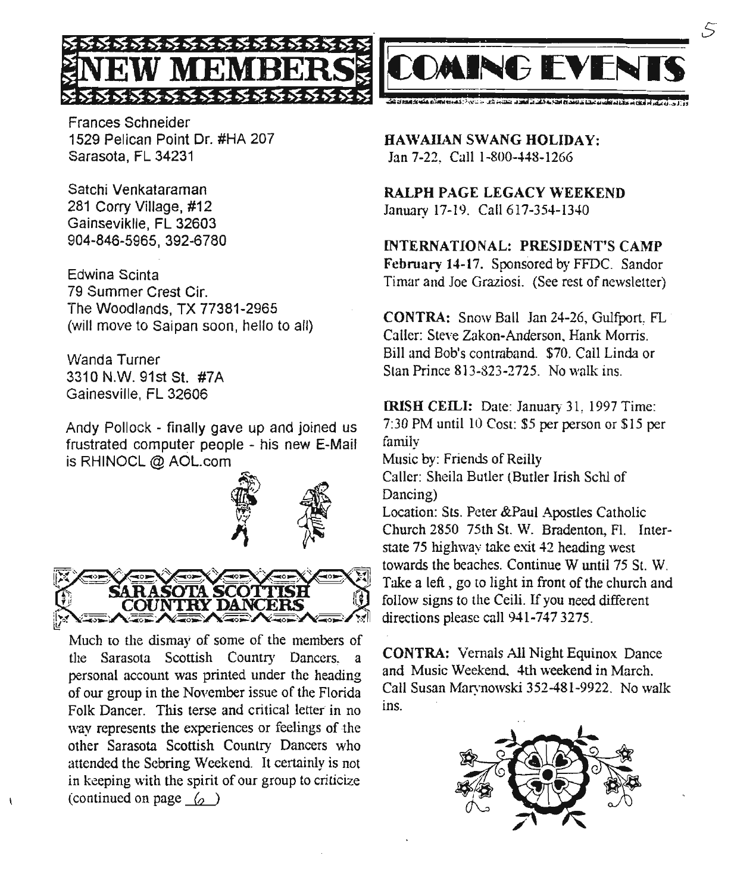# NEW MEMBERS

Frances Schneider
1529 Pelican Point Dr. #HA 207
Sarasota, FL 34231

Satchi Venkataraman
281 Corry Village, #12
Gainseviklle, FL 32603
904-846-5965, 392-6780

Edwina Scinta
79 Summer Crest Cir.
The Woodlands, TX 77381-2965
(will move to Saipan soon, hello to all)

Wanda Turner
3310 N.W. 91st St. #7A
Gainesville, FL 32606

Andy Pollock - finally gave up and joined us frustrated computer people - his new E-Mail is RHINOCL @ AOL.com

## SARASOTA SCOTTISH COUNTRY DANCERS

Much to the dismay of some of the members of the Sarasota Scottish Country Dancers, a personal account was printed under the heading of our group in the November issue of the Florida Folk Dancer. This terse and critical letter in no way represents the experiences or feelings of the other Sarasota Scottish Country Dancers who attended the Sebring Weekend. It certainly is not in keeping with the spirit of our group to criticize (continued on page 6)

# COMING EVENTS

**HAWAIIAN SWANG HOLIDAY:**
Jan 7-22. Call 1-800-448-1266

**RALPH PAGE LEGACY WEEKEND**
January 17-19. Call 617-354-1340

**INTERNATIONAL: PRESIDENT'S CAMP**
**February 14-17.** Sponsored by FFDC. Sandor Timar and Joe Graziosi. (See rest of newsletter)

**CONTRA:** Snow Ball Jan 24-26, Gulfport, FL Caller: Steve Zakon-Anderson, Hank Morris. Bill and Bob's contraband. $70. Call Linda or Stan Prince 813-823-2725. No walk ins.

**IRISH CEILI:** Date: January 31, 1997 Time: 7:30 PM until 10 Cost: $5 per person or $15 per family
Music by: Friends of Reilly
Caller: Sheila Butler (Butler Irish Schl of Dancing)
Location: Sts. Peter &Paul Apostles Catholic Church 2850 75th St. W. Bradenton, Fl. Interstate 75 highway take exit 42 heading west towards the beaches. Continue W until 75 St. W. Take a left, go to light in front of the church and follow signs to the Ceili. If you need different directions please call 941-747 3275.

**CONTRA:** Vernals All Night Equinox Dance and Music Weekend, 4th weekend in March. Call Susan Marynowski 352-481-9922. No walk ins.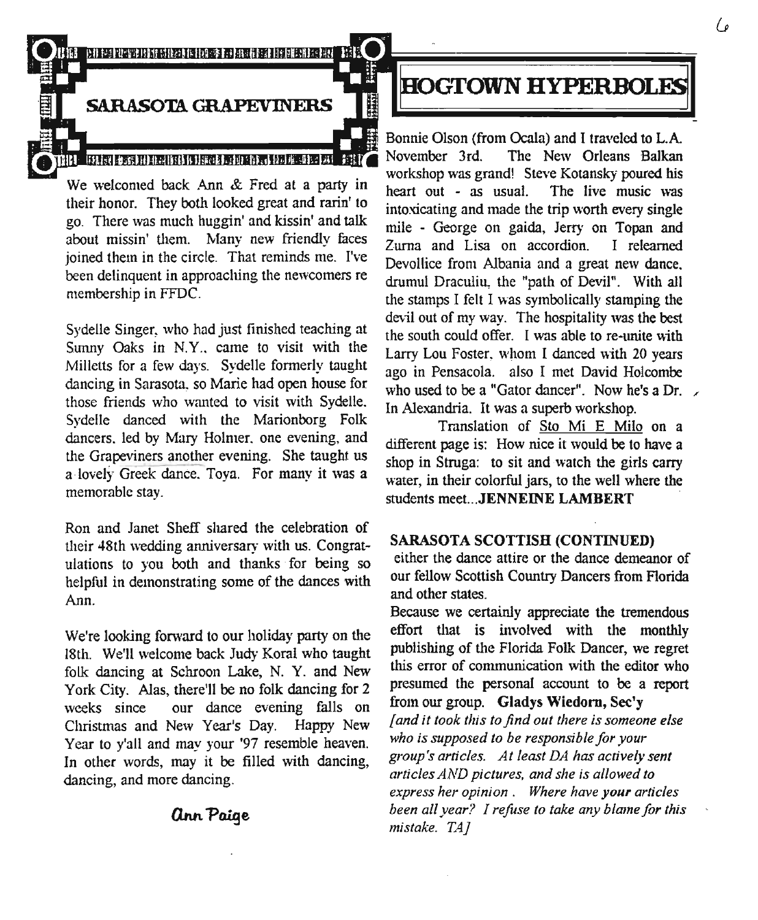## SARASOTA GRAPEVINERS

We welcomed back Ann & Fred at a party in their honor. They both looked great and rarin' to go. There was much huggin' and kissin' and talk about missin' them. Many new friendly faces joined them in the circle. That reminds me. I've been delinquent in approaching the newcomers re membership in FFDC.

Sydelle Singer, who had just finished teaching at Sunny Oaks in N.Y., came to visit with the Milletts for a few days. Sydelle formerly taught dancing in Sarasota, so Marie had open house for those friends who wanted to visit with Sydelle. Sydelle danced with the Marionborg Folk dancers, led by Mary Holmer, one evening, and the Grapeviners another evening. She taught us a lovely Greek dance, Toya. For many it was a memorable stay.

Ron and Janet Sheff shared the celebration of their 48th wedding anniversary with us. Congratulations to you both and thanks for being so helpful in demonstrating some of the dances with Ann.

We're looking forward to our holiday party on the 18th. We'll welcome back Judy Koral who taught folk dancing at Schroon Lake, N. Y. and New York City. Alas, there'll be no folk dancing for 2 weeks since our dance evening falls on Christmas and New Year's Day. Happy New Year to y'all and may your '97 resemble heaven. In other words, may it be filled with dancing, dancing, and more dancing.

*Ann Paige*

## HOGTOWN HYPERBOLES

Bonnie Olson (from Ocala) and I traveled to L.A. November 3rd. The New Orleans Balkan workshop was grand! Steve Kotansky poured his heart out - as usual. The live music was intoxicating and made the trip worth every single mile - George on gaida, Jerry on Topan and Zurna and Lisa on accordion. I relearned Devollice from Albania and a great new dance, drumul Draculiu, the "path of Devil". With all the stamps I felt I was symbolically stamping the devil out of my way. The hospitality was the best the south could offer. I was able to re-unite with Larry Lou Foster, whom I danced with 20 years ago in Pensacola. also I met David Holcombe who used to be a "Gator dancer". Now he's a Dr. In Alexandria. It was a superb workshop.

Translation of Sto Mi E Milo on a different page is: How nice it would be to have a shop in Struga: to sit and watch the girls carry water, in their colorful jars, to the well where the students meet...**JENNEINE LAMBERT**

**SARASOTA SCOTTISH (CONTINUED)**

either the dance attire or the dance demeanor of our fellow Scottish Country Dancers from Florida and other states.

Because we certainly appreciate the tremendous effort that is involved with the monthly publishing of the Florida Folk Dancer, we regret this error of communication with the editor who presumed the personal account to be a report from our group. **Gladys Wiedorn, Sec'y**

*[and it took this to find out there is someone else who is supposed to be responsible for your group's articles. At least DA has actively sent articles AND pictures, and she is allowed to express her opinion . Where have **your** articles been all year? I refuse to take any blame for this mistake. TA]*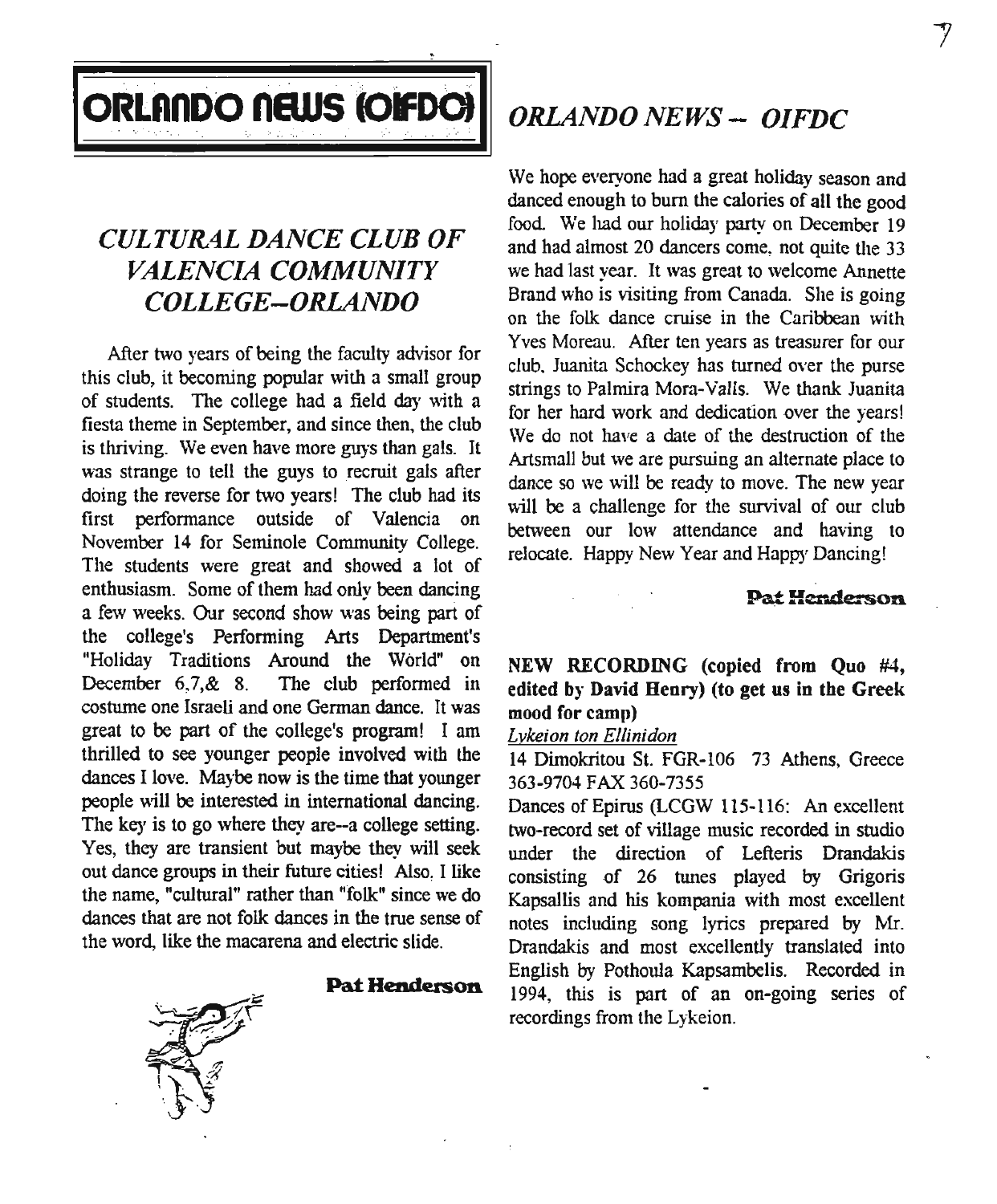# ORLANDO NEWS (OIFDC)

## CULTURAL DANCE CLUB OF VALENCIA COMMUNITY COLLEGE--ORLANDO

After two years of being the faculty advisor for this club, it becoming popular with a small group of students. The college had a field day with a fiesta theme in September, and since then, the club is thriving. We even have more guys than gals. It was strange to tell the guys to recruit gals after doing the reverse for two years! The club had its first performance outside of Valencia on November 14 for Seminole Community College. The students were great and showed a lot of enthusiasm. Some of them had only been dancing a few weeks. Our second show was being part of the college's Performing Arts Department's "Holiday Traditions Around the World" on December 6,7,& 8. The club performed in costume one Israeli and one German dance. It was great to be part of the college's program! I am thrilled to see younger people involved with the dances I love. Maybe now is the time that younger people will be interested in international dancing. The key is to go where they are--a college setting. Yes, they are transient but maybe they will seek out dance groups in their future cities! Also, I like the name, "cultural" rather than "folk" since we do dances that are not folk dances in the true sense of the word, like the macarena and electric slide.

**Pat Henderson**

## ORLANDO NEWS -- OIFDC

We hope everyone had a great holiday season and danced enough to burn the calories of all the good food. We had our holiday party on December 19 and had almost 20 dancers come, not quite the 33 we had last year. It was great to welcome Annette Brand who is visiting from Canada. She is going on the folk dance cruise in the Caribbean with Yves Moreau. After ten years as treasurer for our club, Juanita Schockey has turned over the purse strings to Palmira Mora-Valls. We thank Juanita for her hard work and dedication over the years! We do not have a date of the destruction of the Artsmall but we are pursuing an alternate place to dance so we will be ready to move. The new year will be a challenge for the survival of our club between our low attendance and having to relocate. Happy New Year and Happy Dancing!

**Pat Henderson**

**NEW RECORDING (copied from Quo #4, edited by David Henry) (to get us in the Greek mood for camp)**

*Lykeion ton Ellinidon*

14 Dimokritou St. FGR-106 73 Athens, Greece
363-9704 FAX 360-7355

Dances of Epirus (LCGW 115-116: An excellent two-record set of village music recorded in studio under the direction of Lefteris Drandakis consisting of 26 tunes played by Grigoris Kapsallis and his kompania with most excellent notes including song lyrics prepared by Mr. Drandakis and most excellently translated into English by Pothoula Kapsambelis. Recorded in 1994, this is part of an on-going series of recordings from the Lykeion.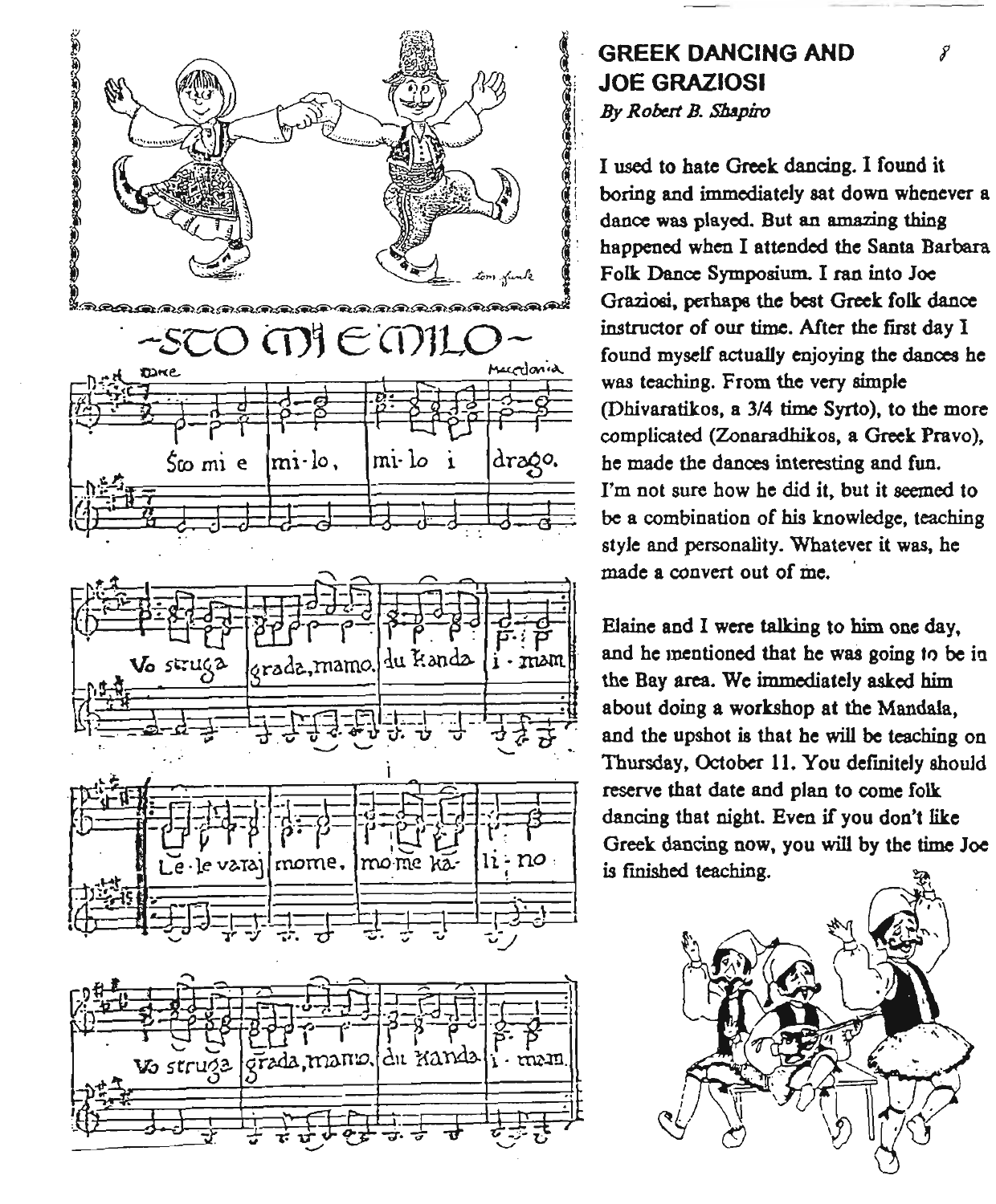## GREEK DANCING AND JOE GRAZIOSI

*By Robert B. Shapiro*

I used to hate Greek dancing. I found it boring and immediately sat down whenever a dance was played. But an amazing thing happened when I attended the Santa Barbara Folk Dance Symposium. I ran into Joe Graziosi, perhaps the best Greek folk dance instructor of our time. After the first day I found myself actually enjoying the dances he was teaching. From the very simple (Dhivaratikos, a 3/4 time Syrto), to the more complicated (Zonaradhikos, a Greek Pravo), he made the dances interesting and fun. I'm not sure how he did it, but it seemed to be a combination of his knowledge, teaching style and personality. Whatever it was, he made a convert out of me.

Elaine and I were talking to him one day, and he mentioned that he was going to be in the Bay area. We immediately asked him about doing a workshop at the Mandala, and the upshot is that he will be teaching on Thursday, October 11. You definitely should reserve that date and plan to come folk dancing that night. Even if you don't like Greek dancing now, you will by the time Joe is finished teaching.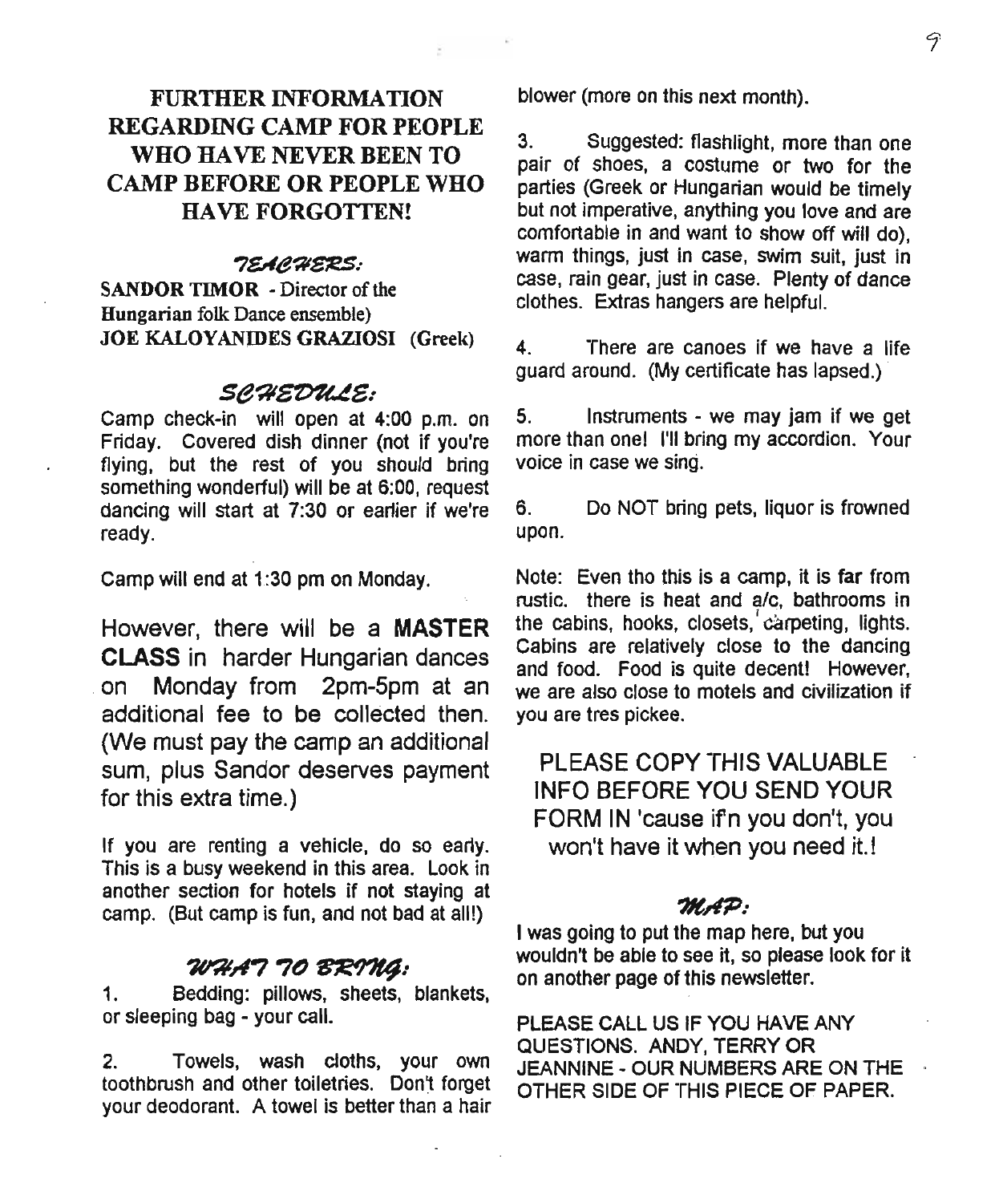# FURTHER INFORMATION REGARDING CAMP FOR PEOPLE WHO HAVE NEVER BEEN TO CAMP BEFORE OR PEOPLE WHO HAVE FORGOTTEN!

## TEACHERS:

**SANDOR TIMOR** - Director of the Hungarian folk Dance ensemble)
**JOE KALOYANIDES GRAZIOSI** (Greek)

## SCHEDULE:

Camp check-in will open at 4:00 p.m. on Friday. Covered dish dinner (not if you're flying, but the rest of you should bring something wonderful) will be at 6:00, request dancing will start at 7:30 or earlier if we're ready.

Camp will end at 1:30 pm on Monday.

However, there will be a **MASTER CLASS** in harder Hungarian dances on Monday from 2pm-5pm at an additional fee to be collected then. (We must pay the camp an additional sum, plus Sandor deserves payment for this extra time.)

If you are renting a vehicle, do so early. This is a busy weekend in this area. Look in another section for hotels if not staying at camp. (But camp is fun, and not bad at all!)

## WHAT TO BRING:

1. Bedding: pillows, sheets, blankets, or sleeping bag - your call.

2. Towels, wash cloths, your own toothbrush and other toiletries. Don't forget your deodorant. A towel is better than a hair blower (more on this next month).

3. Suggested: flashlight, more than one pair of shoes, a costume or two for the parties (Greek or Hungarian would be timely but not imperative, anything you love and are comfortable in and want to show off will do), warm things, just in case, swim suit, just in case, rain gear, just in case. Plenty of dance clothes. Extras hangers are helpful.

4. There are canoes if we have a life guard around. (My certificate has lapsed.)

5. Instruments - we may jam if we get more than one! I'll bring my accordion. Your voice in case we sing.

6. Do NOT bring pets, liquor is frowned upon.

Note: Even tho this is a camp, it is far from rustic. there is heat and a/c, bathrooms in the cabins, hooks, closets, carpeting, lights. Cabins are relatively close to the dancing and food. Food is quite decent! However, we are also close to motels and civilization if you are tres pickee.

PLEASE COPY THIS VALUABLE INFO BEFORE YOU SEND YOUR FORM IN 'cause if'n you don't, you won't have it when you need it.!

## MAP:

I was going to put the map here, but you wouldn't be able to see it, so please look for it on another page of this newsletter.

PLEASE CALL US IF YOU HAVE ANY QUESTIONS. ANDY, TERRY OR JEANNINE - OUR NUMBERS ARE ON THE OTHER SIDE OF THIS PIECE OF PAPER.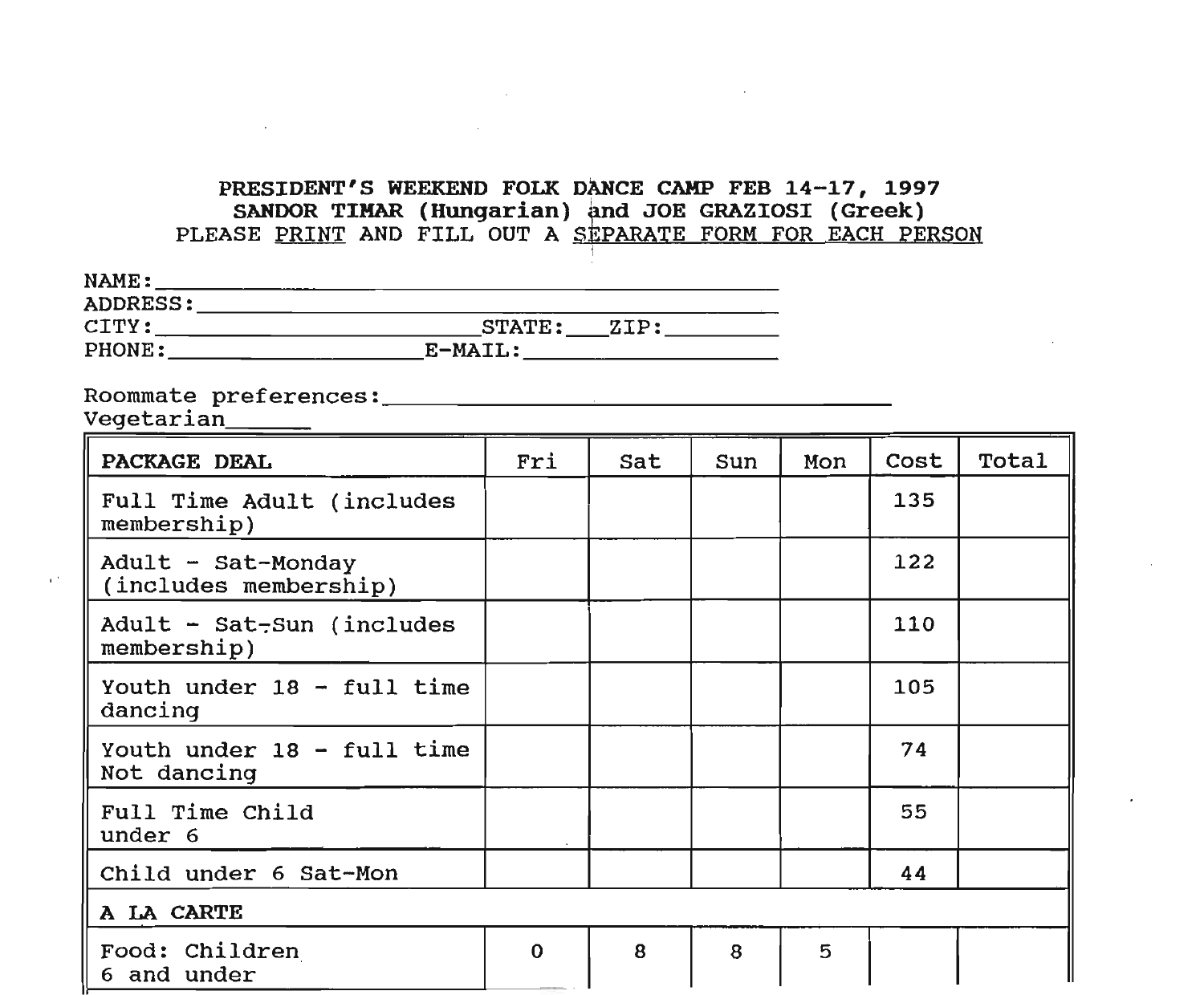**PRESIDENT'S WEEKEND FOLK DANCE CAMP FEB 14-17, 1997**
**SANDOR TIMAR (Hungarian) and JOE GRAZIOSI (Greek)**
PLEASE PRINT AND FILL OUT A SEPARATE FORM FOR EACH PERSON

NAME:\_\_\_\_\_\_\_\_\_\_\_\_\_\_\_\_\_\_\_\_\_\_\_\_\_\_\_\_\_\_\_\_\_\_\_\_\_\_\_\_
ADDRESS:\_\_\_\_\_\_\_\_\_\_\_\_\_\_\_\_\_\_\_\_\_\_\_\_\_\_\_\_\_\_\_\_\_\_\_\_\_\_\_
CITY:\_\_\_\_\_\_\_\_\_\_\_\_\_\_\_\_\_\_\_\_\_\_\_STATE:\_\_\_ZIP:\_\_\_\_\_\_\_\_
PHONE:\_\_\_\_\_\_\_\_\_\_\_\_\_\_\_\_\_\_E-MAIL:\_\_\_\_\_\_\_\_\_\_\_\_\_\_\_\_\_\_

Roommate preferences:\_\_\_\_\_\_\_\_\_\_\_\_\_\_\_\_\_\_\_\_\_\_\_\_\_\_\_\_\_\_\_\_\_\_\_
Vegetarian\_\_\_\_\_\_

| PACKAGE DEAL | Fri | Sat | Sun | Mon | Cost | Total |
|---|---|---|---|---|---|---|
| Full Time Adult (includes membership) | | | | | 135 | |
| Adult - Sat-Monday (includes membership) | | | | | 122 | |
| Adult - Sat-Sun (includes membership) | | | | | 110 | |
| Youth under 18 - full time dancing | | | | | 105 | |
| Youth under 18 - full time Not dancing | | | | | 74 | |
| Full Time Child under 6 | | | | | 55 | |
| Child under 6 Sat-Mon | | | | | 44 | |
| **A LA CARTE** | | | | | | |
| Food: Children 6 and under | 0 | 8 | 8 | 5 | | |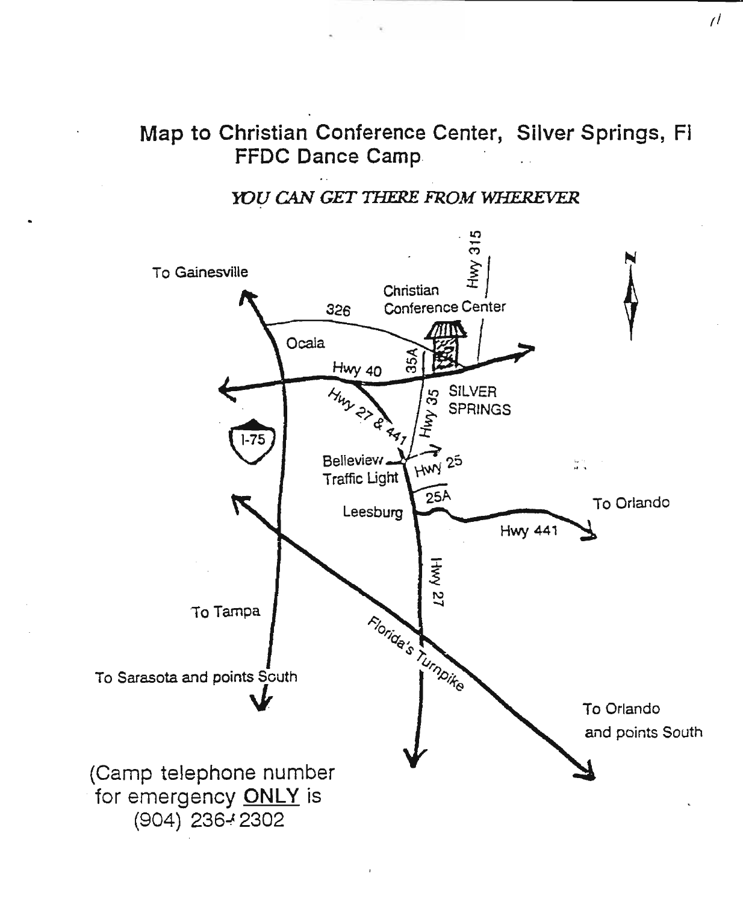# Map to Christian Conference Center, Silver Springs, Fl
## FFDC Dance Camp

*YOU CAN GET THERE FROM WHEREVER*

To Gainesville

Christian Conference Center

Hwy 315

326

Ocala

35A

Hwy 40

SILVER SPRINGS

Hwy 35

Hwy 27 & 441

I-75

Belleview Traffic Light

Hwy 25

25A

Leesburg

To Orlando

Hwy 441

Hwy 27

To Tampa

Florida's Turnpike

To Sarasota and points South

To Orlando and points South

(Camp telephone number for emergency <u>ONLY</u> is (904) 236-2302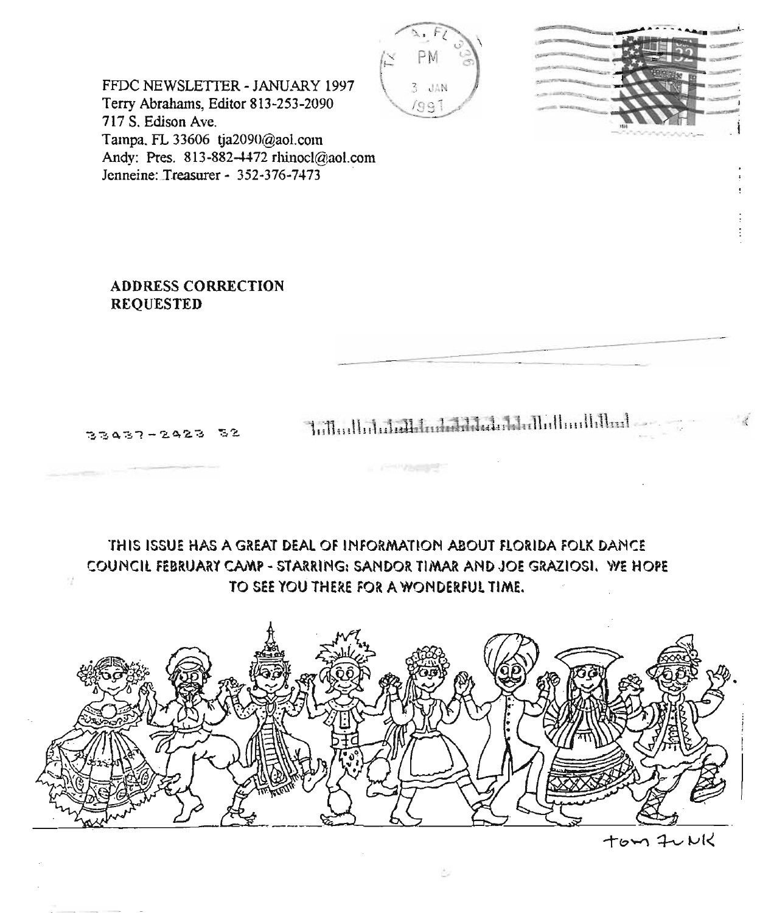FFDC NEWSLETTER - JANUARY 1997
Terry Abrahams, Editor 813-253-2090
717 S. Edison Ave.
Tampa, FL 33606 tja2090@aol.com
Andy: Pres. 813-882-4472 rhinocl@aol.com
Jenneine: Treasurer - 352-376-7473

PM
3 JAN
1997

**ADDRESS CORRECTION REQUESTED**

33437-2423 52

THIS ISSUE HAS A GREAT DEAL OF INFORMATION ABOUT FLORIDA FOLK DANCE COUNCIL FEBRUARY CAMP - STARRING: SANDOR TIMAR AND JOE GRAZIOSI. WE HOPE TO SEE YOU THERE FOR A WONDERFUL TIME.

tom Funk